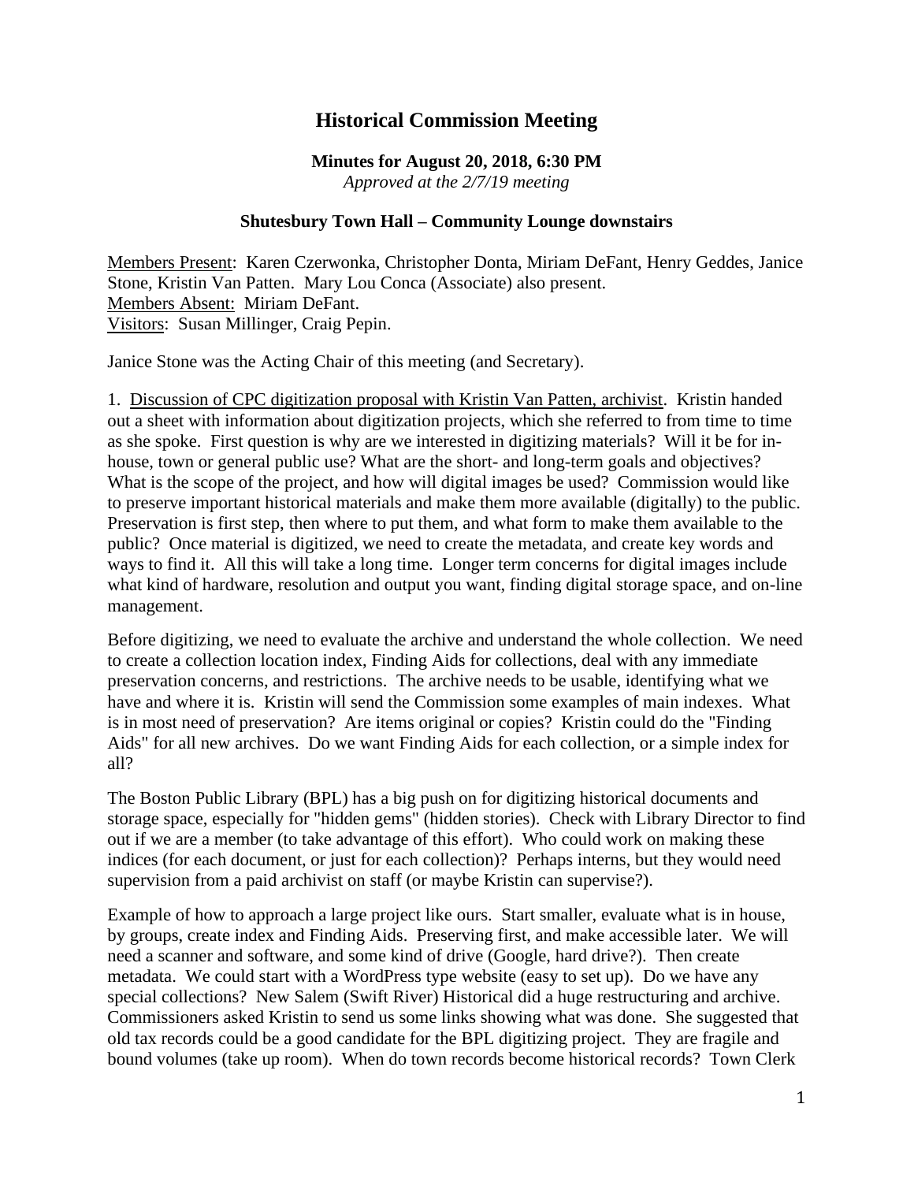# Historical Commission Meeting

**Minutes for August 20, 2018, 6:30 PM**
*Approved at the 2/7/19 meeting*

**Shutesbury Town Hall – Community Lounge downstairs**

Members Present: Karen Czerwonka, Christopher Donta, Miriam DeFant, Henry Geddes, Janice Stone, Kristin Van Patten. Mary Lou Conca (Associate) also present.
Members Absent: Miriam DeFant.
Visitors: Susan Millinger, Craig Pepin.

Janice Stone was the Acting Chair of this meeting (and Secretary).

1. Discussion of CPC digitization proposal with Kristin Van Patten, archivist. Kristin handed out a sheet with information about digitization projects, which she referred to from time to time as she spoke. First question is why are we interested in digitizing materials? Will it be for in-house, town or general public use? What are the short- and long-term goals and objectives? What is the scope of the project, and how will digital images be used? Commission would like to preserve important historical materials and make them more available (digitally) to the public. Preservation is first step, then where to put them, and what form to make them available to the public? Once material is digitized, we need to create the metadata, and create key words and ways to find it. All this will take a long time. Longer term concerns for digital images include what kind of hardware, resolution and output you want, finding digital storage space, and on-line management.

Before digitizing, we need to evaluate the archive and understand the whole collection. We need to create a collection location index, Finding Aids for collections, deal with any immediate preservation concerns, and restrictions. The archive needs to be usable, identifying what we have and where it is. Kristin will send the Commission some examples of main indexes. What is in most need of preservation? Are items original or copies? Kristin could do the "Finding Aids" for all new archives. Do we want Finding Aids for each collection, or a simple index for all?

The Boston Public Library (BPL) has a big push on for digitizing historical documents and storage space, especially for "hidden gems" (hidden stories). Check with Library Director to find out if we are a member (to take advantage of this effort). Who could work on making these indices (for each document, or just for each collection)? Perhaps interns, but they would need supervision from a paid archivist on staff (or maybe Kristin can supervise?).

Example of how to approach a large project like ours. Start smaller, evaluate what is in house, by groups, create index and Finding Aids. Preserving first, and make accessible later. We will need a scanner and software, and some kind of drive (Google, hard drive?). Then create metadata. We could start with a WordPress type website (easy to set up). Do we have any special collections? New Salem (Swift River) Historical did a huge restructuring and archive. Commissioners asked Kristin to send us some links showing what was done. She suggested that old tax records could be a good candidate for the BPL digitizing project. They are fragile and bound volumes (take up room). When do town records become historical records? Town Clerk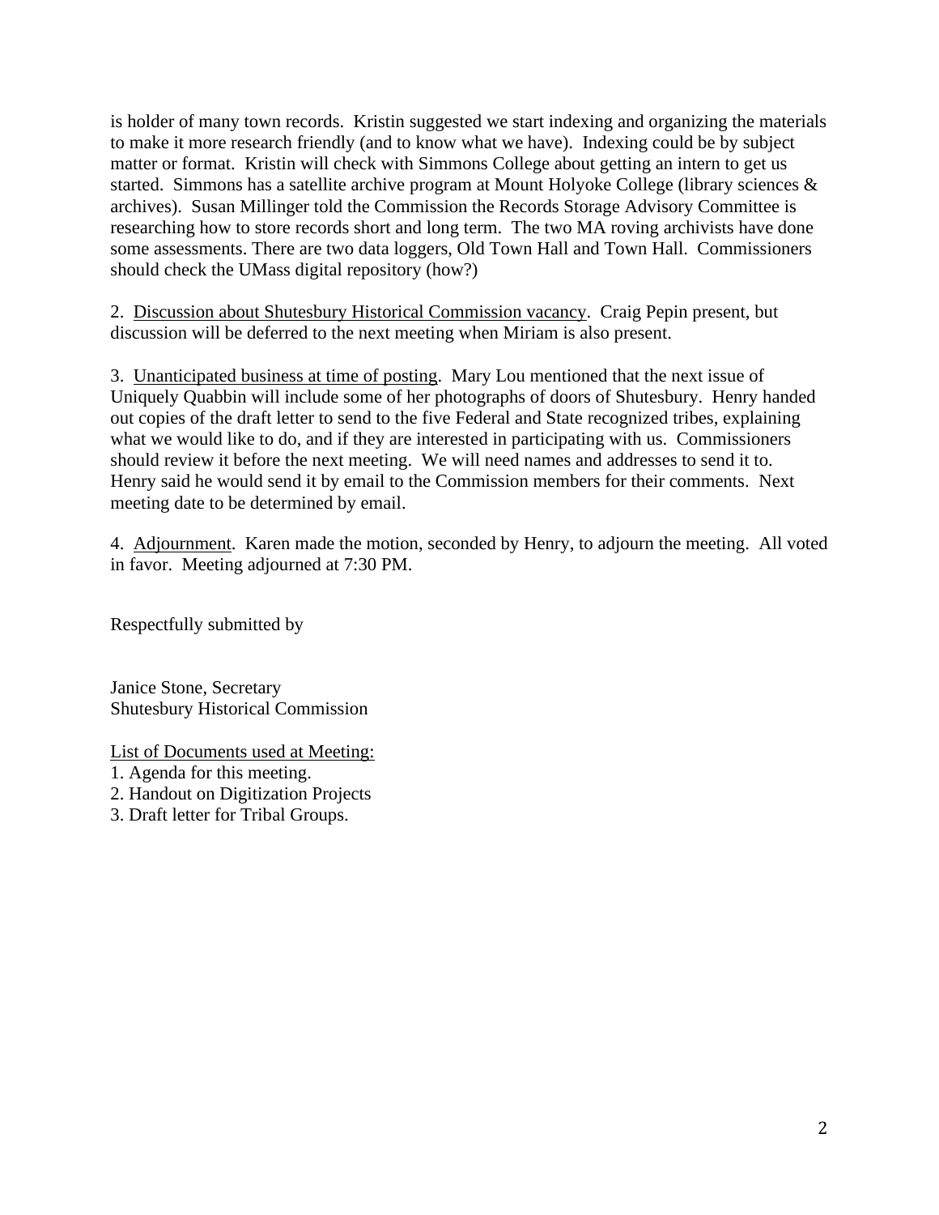is holder of many town records. Kristin suggested we start indexing and organizing the materials to make it more research friendly (and to know what we have). Indexing could be by subject matter or format. Kristin will check with Simmons College about getting an intern to get us started. Simmons has a satellite archive program at Mount Holyoke College (library sciences & archives). Susan Millinger told the Commission the Records Storage Advisory Committee is researching how to store records short and long term. The two MA roving archivists have done some assessments. There are two data loggers, Old Town Hall and Town Hall. Commissioners should check the UMass digital repository (how?)

2. <u>Discussion about Shutesbury Historical Commission vacancy</u>. Craig Pepin present, but discussion will be deferred to the next meeting when Miriam is also present.

3. <u>Unanticipated business at time of posting</u>. Mary Lou mentioned that the next issue of Uniquely Quabbin will include some of her photographs of doors of Shutesbury. Henry handed out copies of the draft letter to send to the five Federal and State recognized tribes, explaining what we would like to do, and if they are interested in participating with us. Commissioners should review it before the next meeting. We will need names and addresses to send it to. Henry said he would send it by email to the Commission members for their comments. Next meeting date to be determined by email.

4. <u>Adjournment</u>. Karen made the motion, seconded by Henry, to adjourn the meeting. All voted in favor. Meeting adjourned at 7:30 PM.

Respectfully submitted by

Janice Stone, Secretary
Shutesbury Historical Commission

<u>List of Documents used at Meeting:</u>
1. Agenda for this meeting.
2. Handout on Digitization Projects
3. Draft letter for Tribal Groups.